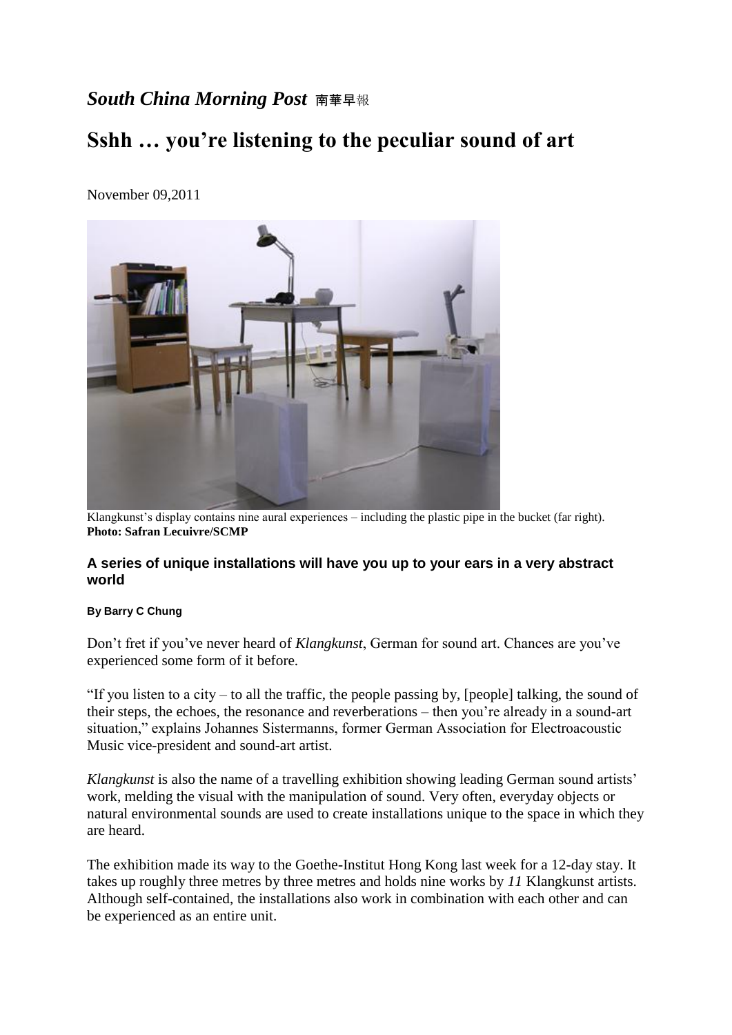*South China Morning Post* 南華早報

# Sshh … you're listening to the peculiar sound of art

November 09,2011

Klangkunst's display contains nine aural experiences – including the plastic pipe in the bucket (far right).
**Photo: Safran Lecuivre/SCMP**

### A series of unique installations will have you up to your ears in a very abstract world

**By Barry C Chung**

Don't fret if you've never heard of *Klangkunst*, German for sound art. Chances are you've experienced some form of it before.

"If you listen to a city – to all the traffic, the people passing by, [people] talking, the sound of their steps, the echoes, the resonance and reverberations – then you're already in a sound-art situation," explains Johannes Sistermanns, former German Association for Electroacoustic Music vice-president and sound-art artist.

*Klangkunst* is also the name of a travelling exhibition showing leading German sound artists' work, melding the visual with the manipulation of sound. Very often, everyday objects or natural environmental sounds are used to create installations unique to the space in which they are heard.

The exhibition made its way to the Goethe-Institut Hong Kong last week for a 12-day stay. It takes up roughly three metres by three metres and holds nine works by *11* Klangkunst artists. Although self-contained, the installations also work in combination with each other and can be experienced as an entire unit.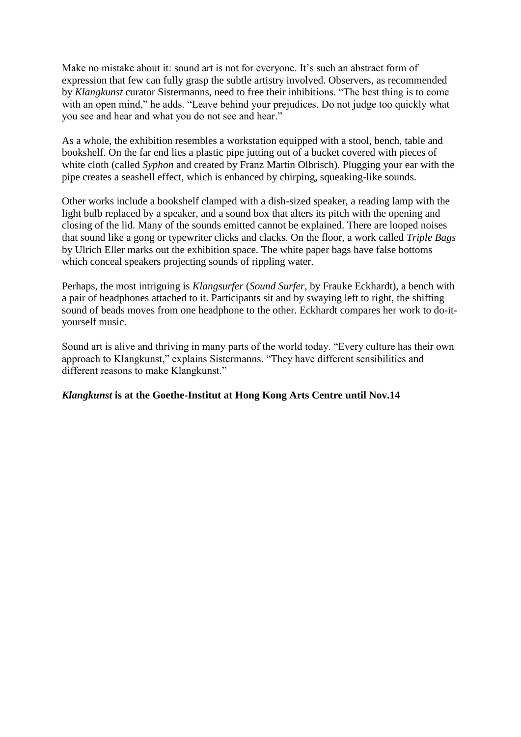Make no mistake about it: sound art is not for everyone. It's such an abstract form of expression that few can fully grasp the subtle artistry involved. Observers, as recommended by *Klangkunst* curator Sistermanns, need to free their inhibitions. "The best thing is to come with an open mind," he adds. "Leave behind your prejudices. Do not judge too quickly what you see and hear and what you do not see and hear."

As a whole, the exhibition resembles a workstation equipped with a stool, bench, table and bookshelf. On the far end lies a plastic pipe jutting out of a bucket covered with pieces of white cloth (called *Syphon* and created by Franz Martin Olbrisch). Plugging your ear with the pipe creates a seashell effect, which is enhanced by chirping, squeaking-like sounds.

Other works include a bookshelf clamped with a dish-sized speaker, a reading lamp with the light bulb replaced by a speaker, and a sound box that alters its pitch with the opening and closing of the lid. Many of the sounds emitted cannot be explained. There are looped noises that sound like a gong or typewriter clicks and clacks. On the floor, a work called *Triple Bags* by Ulrich Eller marks out the exhibition space. The white paper bags have false bottoms which conceal speakers projecting sounds of rippling water.

Perhaps, the most intriguing is *Klangsurfer* (*Sound Surfer*, by Frauke Eckhardt), a bench with a pair of headphones attached to it. Participants sit and by swaying left to right, the shifting sound of beads moves from one headphone to the other. Eckhardt compares her work to do-it-yourself music.

Sound art is alive and thriving in many parts of the world today. "Every culture has their own approach to Klangkunst," explains Sistermanns. "They have different sensibilities and different reasons to make Klangkunst."

***Klangkunst* is at the Goethe-Institut at Hong Kong Arts Centre until Nov.14**